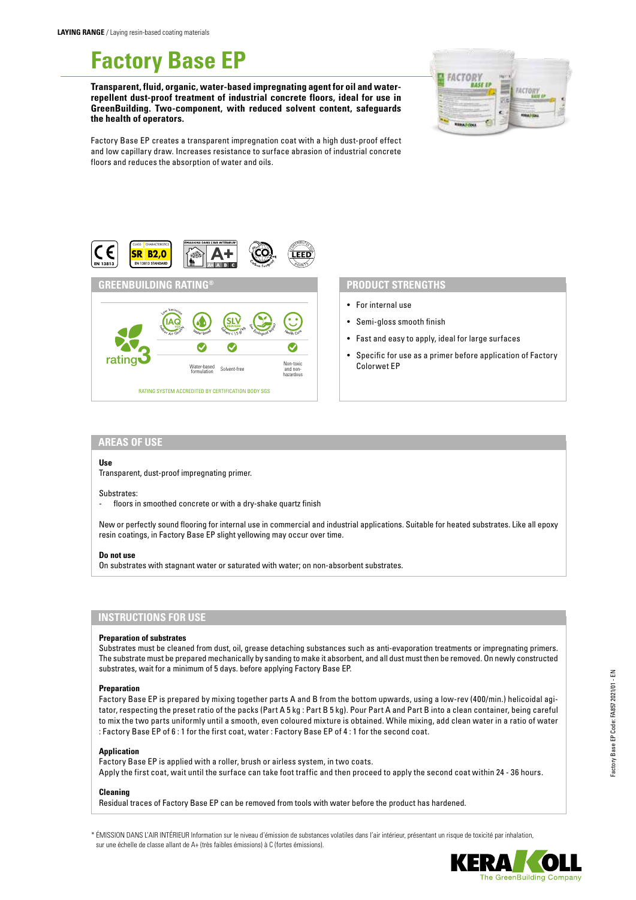**LAYING RANGE** / Laying resin-based coating materials

# Factory Base EP

**Transparent, fluid, organic, water-based impregnating agent for oil and water-repellent dust-proof treatment of industrial concrete floors, ideal for use in GreenBuilding. Two-component, with reduced solvent content, safeguards the health of operators.**

Factory Base EP creates a transparent impregnation coat with a high dust-proof effect and low capillary draw. Increases resistance to surface abrasion of industrial concrete floors and reduces the absorption of water and oils.

## GREENBUILDING RATING®

rating 3

- Water-based formulation
- Solvent-free
- Non-toxic and non-hazardous

RATING SYSTEM ACCREDITED BY CERTIFICATION BODY SGS

## PRODUCT STRENGTHS

- For internal use
- Semi-gloss smooth finish
- Fast and easy to apply, ideal for large surfaces
- Specific for use as a primer before application of Factory Colorwet EP

## AREAS OF USE

**Use**
Transparent, dust-proof impregnating primer.

Substrates:
- floors in smoothed concrete or with a dry-shake quartz finish

New or perfectly sound flooring for internal use in commercial and industrial applications. Suitable for heated substrates. Like all epoxy resin coatings, in Factory Base EP slight yellowing may occur over time.

**Do not use**
On substrates with stagnant water or saturated with water; on non-absorbent substrates.

## INSTRUCTIONS FOR USE

**Preparation of substrates**
Substrates must be cleaned from dust, oil, grease detaching substances such as anti-evaporation treatments or impregnating primers. The substrate must be prepared mechanically by sanding to make it absorbent, and all dust must then be removed. On newly constructed substrates, wait for a minimum of 5 days. before applying Factory Base EP.

**Preparation**
Factory Base EP is prepared by mixing together parts A and B from the bottom upwards, using a low-rev (400/min.) helicoidal agitator, respecting the preset ratio of the packs (Part A 5 kg : Part B 5 kg). Pour Part A and Part B into a clean container, being careful to mix the two parts uniformly until a smooth, even coloured mixture is obtained. While mixing, add clean water in a ratio of water : Factory Base EP of 6 : 1 for the first coat, water : Factory Base EP of 4 : 1 for the second coat.

**Application**
Factory Base EP is applied with a roller, brush or airless system, in two coats.
Apply the first coat, wait until the surface can take foot traffic and then proceed to apply the second coat within 24 - 36 hours.

**Cleaning**
Residual traces of Factory Base EP can be removed from tools with water before the product has hardened.

\* ÉMISSION DANS L'AIR INTÉRIEUR Information sur le niveau d'émission de substances volatiles dans l'air intérieur, présentant un risque de toxicité par inhalation, sur une échelle de classe allant de A+ (très faibles émissions) à C (fortes émissions).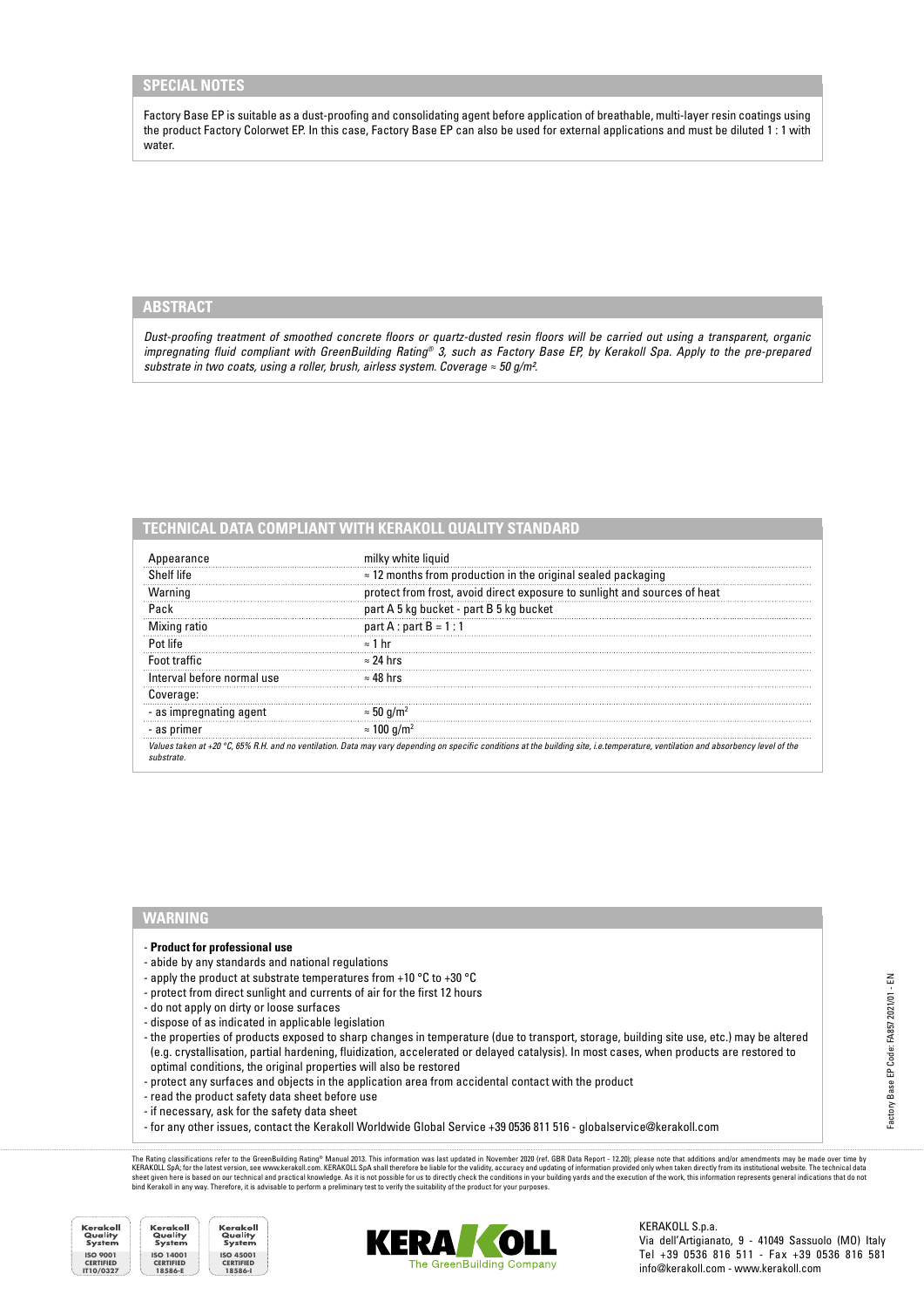## SPECIAL NOTES

Factory Base EP is suitable as a dust-proofing and consolidating agent before application of breathable, multi-layer resin coatings using the product Factory Colorwet EP. In this case, Factory Base EP can also be used for external applications and must be diluted 1 : 1 with water.

## ABSTRACT

*Dust-proofing treatment of smoothed concrete floors or quartz-dusted resin floors will be carried out using a transparent, organic impregnating fluid compliant with GreenBuilding Rating® 3, such as Factory Base EP, by Kerakoll Spa. Apply to the pre-prepared substrate in two coats, using a roller, brush, airless system. Coverage ≈ 50 g/m².*

## TECHNICAL DATA COMPLIANT WITH KERAKOLL QUALITY STANDARD

| | |
|---|---|
| Appearance | milky white liquid |
| Shelf life | ≈ 12 months from production in the original sealed packaging |
| Warning | protect from frost, avoid direct exposure to sunlight and sources of heat |
| Pack | part A 5 kg bucket - part B 5 kg bucket |
| Mixing ratio | part A : part B = 1 : 1 |
| Pot life | ≈ 1 hr |
| Foot traffic | ≈ 24 hrs |
| Interval before normal use | ≈ 48 hrs |
| Coverage: | |
| - as impregnating agent | ≈ 50 g/m² |
| - as primer | ≈ 100 g/m² |

*Values taken at +20 °C, 65% R.H. and no ventilation. Data may vary depending on specific conditions at the building site, i.e.temperature, ventilation and absorbency level of the substrate.*

## WARNING

- **Product for professional use**
- abide by any standards and national regulations
- apply the product at substrate temperatures from +10 °C to +30 °C
- protect from direct sunlight and currents of air for the first 12 hours
- do not apply on dirty or loose surfaces
- dispose of as indicated in applicable legislation
- the properties of products exposed to sharp changes in temperature (due to transport, storage, building site use, etc.) may be altered (e.g. crystallisation, partial hardening, fluidization, accelerated or delayed catalysis). In most cases, when products are restored to optimal conditions, the original properties will also be restored
- protect any surfaces and objects in the application area from accidental contact with the product
- read the product safety data sheet before use
- if necessary, ask for the safety data sheet
- for any other issues, contact the Kerakoll Worldwide Global Service +39 0536 811 516 - globalservice@kerakoll.com

The Rating classifications refer to the GreenBuilding Rating® Manual 2013. This information was last updated in November 2020 (ref. GBR Data Report - 12.20); please note that additions and/or amendments may be made over time by KERAKOLL SpA; for the latest version, see www.kerakoll.com. KERAKOLL SpA shall therefore be liable for the validity, accuracy and updating of information provided only when taken directly from its institutional website. The technical data sheet given here is based on our technical and practical knowledge. As it is not possible for us to directly check the conditions in your building yards and the execution of the work, this information represents general indications that do not bind Kerakoll in any way. Therefore, it is advisable to perform a preliminary test to verify the suitability of the product for your purposes.

Factory Base EP Code: FA857 2021/01 - EN

Kerakoll Quality System ISO 9001 CERTIFIED IT10/0327

Kerakoll Quality System ISO 14001 CERTIFIED 18586-E

Kerakoll Quality System ISO 45001 CERTIFIED 18586-I

KERAKOLL The GreenBuilding Company

KERAKOLL S.p.a.
Via dell'Artigianato, 9 - 41049 Sassuolo (MO) Italy
Tel +39 0536 816 511 - Fax +39 0536 816 581
info@kerakoll.com - www.kerakoll.com